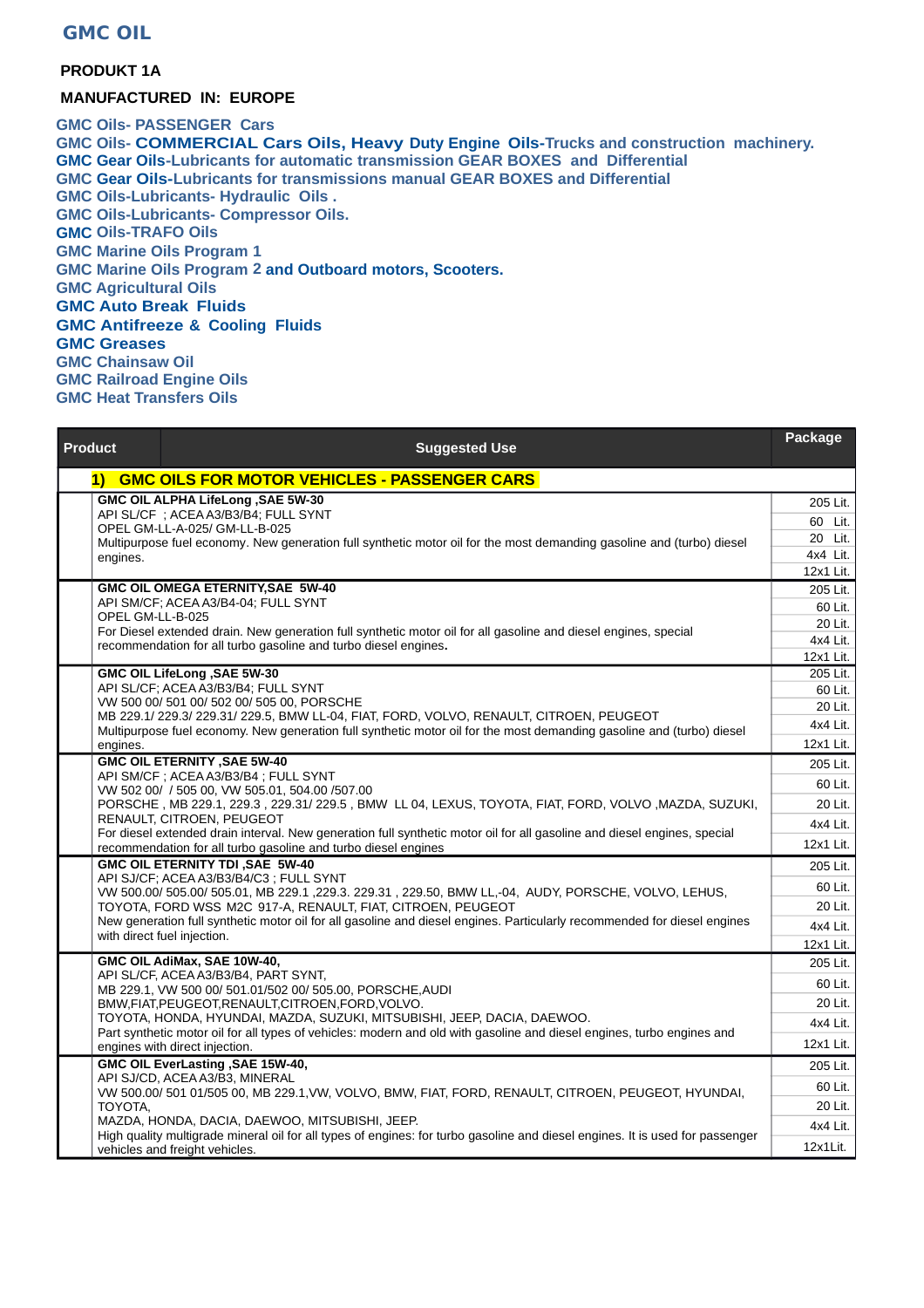# GMC OIL

**PRODUKT 1A**

**MANUFACTURED IN: EUROPE**

**GMC Oils- PASSENGER Cars**
**GMC Oils- COMMERCIAL Cars Oils, Heavy Duty Engine Oils-Trucks and construction machinery.**
**GMC Gear Oils-Lubricants for automatic transmission GEAR BOXES and Differential**
**GMC Gear Oils-Lubricants for transmissions manual GEAR BOXES and Differential**
**GMC Oils-Lubricants- Hydraulic Oils .**
**GMC Oils-Lubricants- Compressor Oils.**
**GMC Oils-TRAFO Oils**
**GMC Marine Oils Program 1**
**GMC Marine Oils Program 2 and Outboard motors, Scooters.**
**GMC Agricultural Oils**
**GMC Auto Break Fluids**
**GMC Antifreeze & Cooling Fluids**
**GMC Greases**
**GMC Chainsaw Oil**
**GMC Railroad Engine Oils**
**GMC Heat Transfers Oils**

| Product | Suggested Use | Package |
|---|---|---|
| | **1) GMC OILS FOR MOTOR VEHICLES - PASSENGER CARS** | |
| | **GMC OIL ALPHA LifeLong ,SAE 5W-30**<br>API SL/CF ; ACEA A3/B3/B4; FULL SYNT<br>OPEL GM-LL-A-025/ GM-LL-B-025<br>Multipurpose fuel economy. New generation full synthetic motor oil for the most demanding gasoline and (turbo) diesel engines. | 205 Lit.<br>60 Lit.<br>20 Lit.<br>4x4 Lit.<br>12x1 Lit. |
| | **GMC OIL OMEGA ETERNITY,SAE 5W-40**<br>API SM/CF; ACEA A3/B4-04; FULL SYNT<br>OPEL GM-LL-B-025<br>For Diesel extended drain. New generation full synthetic motor oil for all gasoline and diesel engines, special recommendation for all turbo gasoline and turbo diesel engines. | 205 Lit.<br>60 Lit.<br>20 Lit.<br>4x4 Lit.<br>12x1 Lit. |
| | **GMC OIL LifeLong ,SAE 5W-30**<br>API SL/CF; ACEA A3/B3/B4; FULL SYNT<br>VW 500 00/ 501 00/ 502 00/ 505 00, PORSCHE<br>MB 229.1/ 229.3/ 229.31/ 229.5, BMW LL-04, FIAT, FORD, VOLVO, RENAULT, CITROEN, PEUGEOT<br>Multipurpose fuel economy. New generation full synthetic motor oil for the most demanding gasoline and (turbo) diesel engines. | 205 Lit.<br>60 Lit.<br>20 Lit.<br>4x4 Lit.<br>12x1 Lit. |
| | **GMC OIL ETERNITY ,SAE 5W-40**<br>API SM/CF ; ACEA A3/B3/B4 ; FULL SYNT<br>VW 502 00/ / 505 00, VW 505.01, 504.00 /507.00<br>PORSCHE , MB 229.1, 229.3 , 229.31/ 229.5 , BMW LL 04, LEXUS, TOYOTA, FIAT, FORD, VOLVO ,MAZDA, SUZUKI, RENAULT, CITROEN, PEUGEOT<br>For diesel extended drain interval. New generation full synthetic motor oil for all gasoline and diesel engines, special recommendation for all turbo gasoline and turbo diesel engines | 205 Lit.<br>60 Lit.<br>20 Lit.<br>4x4 Lit.<br>12x1 Lit. |
| | **GMC OIL ETERNITY TDI ,SAE 5W-40**<br>API SJ/CF; ACEA A3/B3/B4/C3 ; FULL SYNT<br>VW 500.00/ 505.00/ 505.01, MB 229.1 ,229.3. 229.31 , 229.50, BMW LL,-04, AUDY, PORSCHE, VOLVO, LEHUS, TOYOTA, FORD WSS M2C 917-A, RENAULT, FIAT, CITROEN, PEUGEOT<br>New generation full synthetic motor oil for all gasoline and diesel engines. Particularly recommended for diesel engines with direct fuel injection. | 205 Lit.<br>60 Lit.<br>20 Lit.<br>4x4 Lit.<br>12x1 Lit. |
| | **GMC OIL AdiMax, SAE 10W-40,**<br>API SL/CF, ACEA A3/B3/B4, PART SYNT,<br>MB 229.1, VW 500 00/ 501.01/502 00/ 505.00, PORSCHE,AUDI<br>BMW,FIAT,PEUGEOT,RENAULT,CITROEN,FORD,VOLVO.<br>TOYOTA, HONDA, HYUNDAI, MAZDA, SUZUKI, MITSUBISHI, JEEP, DACIA, DAEWOO.<br>Part synthetic motor oil for all types of vehicles: modern and old with gasoline and diesel engines, turbo engines and engines with direct injection. | 205 Lit.<br>60 Lit.<br>20 Lit.<br>4x4 Lit.<br>12x1 Lit. |
| | **GMC OIL EverLasting ,SAE 15W-40,**<br>API SJ/CD, ACEA A3/B3, MINERAL<br>VW 500.00/ 501 01/505 00, MB 229.1,VW, VOLVO, BMW, FIAT, FORD, RENAULT, CITROEN, PEUGEOT, HYUNDAI, TOYOTA,<br>MAZDA, HONDA, DACIA, DAEWOO, MITSUBISHI, JEEP.<br>High quality multigrade mineral oil for all types of engines: for turbo gasoline and diesel engines. It is used for passenger vehicles and freight vehicles. | 205 Lit.<br>60 Lit.<br>20 Lit.<br>4x4 Lit.<br>12x1Lit. |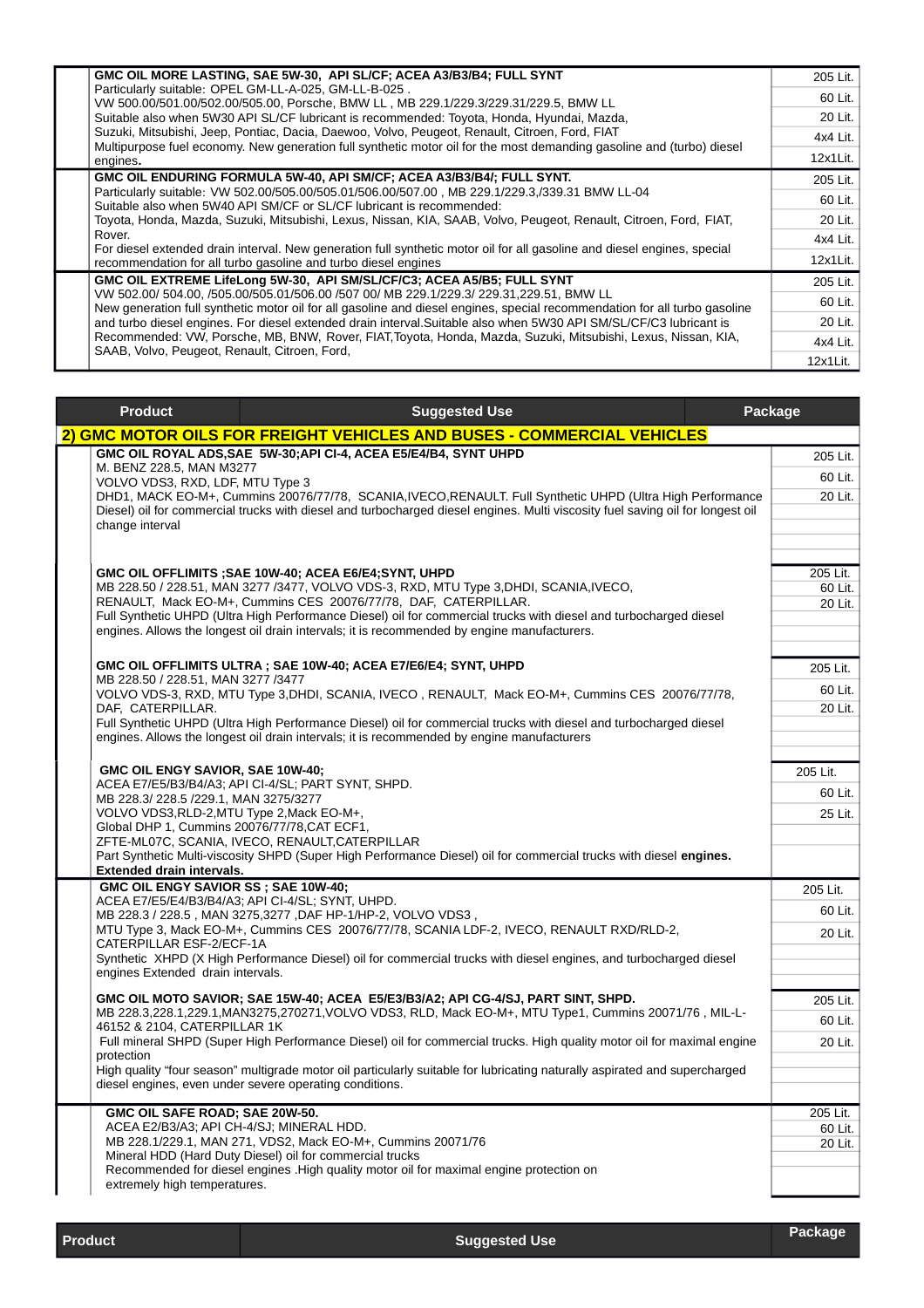| Product | Suggested Use | Package |
|---|---|---|
| | **GMC OIL MORE LASTING, SAE 5W-30, API SL/CF; ACEA A3/B3/B4; FULL SYNT** Particularly suitable: OPEL GM-LL-A-025, GM-LL-B-025 . VW 500.00/501.00/502.00/505.00, Porsche, BMW LL , MB 229.1/229.3/229.31/229.5, BMW LL Suitable also when 5W30 API SL/CF lubricant is recommended: Toyota, Honda, Hyundai, Mazda, Suzuki, Mitsubishi, Jeep, Pontiac, Dacia, Daewoo, Volvo, Peugeot, Renault, Citroen, Ford, FIAT Multipurpose fuel economy. New generation full synthetic motor oil for the most demanding gasoline and (turbo) diesel engines**.** | 205 Lit. 60 Lit. 20 Lit. 4x4 Lit. 12x1Lit. |
| | **GMC OIL ENDURING FORMULA 5W-40, API SM/CF; ACEA A3/B3/B4/; FULL SYNT.** Particularly suitable: VW 502.00/505.00/505.01/506.00/507.00 , MB 229.1/229.3,/339.31 BMW LL-04 Suitable also when 5W40 API SM/CF or SL/CF lubricant is recommended: Toyota, Honda, Mazda, Suzuki, Mitsubishi, Lexus, Nissan, KIA, SAAB, Volvo, Peugeot, Renault, Citroen, Ford, FIAT, Rover. For diesel extended drain interval. New generation full synthetic motor oil for all gasoline and diesel engines, special recommendation for all turbo gasoline and turbo diesel engines | 205 Lit. 60 Lit. 20 Lit. 4x4 Lit. 12x1Lit. |
| | **GMC OIL EXTREME LifeLong 5W-30, API SM/SL/CF/C3; ACEA A5/B5; FULL SYNT** VW 502.00/ 504.00, /505.00/505.01/506.00 /507 00/ MB 229.1/229.3/ 229.31,229.51, BMW LL New generation full synthetic motor oil for all gasoline and diesel engines, special recommendation for all turbo gasoline and turbo diesel engines. For diesel extended drain interval.Suitable also when 5W30 API SM/CF/C3 lubricant is Recommended: VW, Porsche, MB, BNW, Rover, FIAT,Toyota, Honda, Mazda, Suzuki, Mitsubishi, Lexus, Nissan, KIA, SAAB, Volvo, Peugeot, Renault, Citroen, Ford, | 205 Lit. 60 Lit. 20 Lit. 4x4 Lit. 12x1Lit. |

| Product | Suggested Use | Package |
|---|---|---|
| **2) GMC MOTOR OILS FOR FREIGHT VEHICLES AND BUSES - COMMERCIAL VEHICLES** | | |
| | **GMC OIL ROYAL ADS,SAE 5W-30;API CI-4, ACEA E5/E4/B4, SYNT UHPD** M. BENZ 228.5, MAN M3277 VOLVO VDS3, RXD, LDF, MTU Type 3 DHD1, MACK EO-M+, Cummins 20076/77/78, SCANIA,IVECO,RENAULT. Full Synthetic UHPD (Ultra High Performance Diesel) oil for commercial trucks with diesel and turbocharged diesel engines. Multi viscosity fuel saving oil for longest oil change interval | 205 Lit. 60 Lit. 20 Lit. |
| | **GMC OIL OFFLIMITS ;SAE 10W-40; ACEA E6/E4;SYNT, UHPD** MB 228.50 / 228.51, MAN 3277 /3477, VOLVO VDS-3, RXD, MTU Type 3,DHDI, SCANIA,IVECO, RENAULT, Mack EO-M+, Cummins CES 20076/77/78, DAF, CATERPILLAR. Full Synthetic UHPD (Ultra High Performance Diesel) oil for commercial trucks with diesel and turbocharged diesel engines. Allows the longest oil drain intervals; it is recommended by engine manufacturers. | 205 Lit. 60 Lit. 20 Lit. |
| | **GMC OIL OFFLIMITS ULTRA ; SAE 10W-40; ACEA E7/E6/E4; SYNT, UHPD** MB 228.50 / 228.51, MAN 3277 /3477 VOLVO VDS-3, RXD, MTU Type 3,DHDI, SCANIA, IVECO , RENAULT, Mack EO-M+, Cummins CES 20076/77/78, DAF, CATERPILLAR. Full Synthetic UHPD (Ultra High Performance Diesel) oil for commercial trucks with diesel and turbocharged diesel engines. Allows the longest oil drain intervals; it is recommended by engine manufacturers | 205 Lit. 60 Lit. 20 Lit. |
| | **GMC OIL ENGY SAVIOR, SAE 10W-40;** ACEA E7/E5/B3/B4/A3; API CI-4/SL; PART SYNT, SHPD. MB 228.3/ 228.5 /229.1, MAN 3275/3277 VOLVO VDS3,RLD-2,MTU Type 2,Mack EO-M+, Global DHP 1, Cummins 20076/77/78,CAT ECF1, ZFTE-ML07C, SCANIA, IVECO, RENAULT,CATERPILLAR Part Synthetic Multi-viscosity SHPD (Super High Performance Diesel) oil for commercial trucks with diesel **engines. Extended drain intervals.** | 205 Lit. 60 Lit. 25 Lit. |
| | **GMC OIL ENGY SAVIOR SS ; SAE 10W-40;** ACEA E7/E5/E4/B3/B4/A3; API CI-4/SL; SYNT, UHPD. MB 228.3 / 228.5 , MAN 3275,3277 ,DAF HP-1/HP-2, VOLVO VDS3 , MTU Type 3, Mack EO-M+, Cummins CES 20076/77/78, SCANIA LDF-2, IVECO, RENAULT RXD/RLD-2, CATERPILLAR ESF-2/ECF-1A Synthetic XHPD (X High Performance Diesel) oil for commercial trucks with diesel engines, and turbocharged diesel engines Extended drain intervals. | 205 Lit. 60 Lit. 20 Lit. |
| | **GMC OIL MOTO SAVIOR; SAE 15W-40; ACEA E5/E3/B3/A2; API CG-4/SJ, PART SINT, SHPD.** MB 228.3,228.1,229.1,MAN3275,270271,VOLVO VDS3, RLD, Mack EO-M+, MTU Type1, Cummins 20071/76 , MIL-L-46152 & 2104, CATERPILLAR 1K Full mineral SHPD (Super High Performance Diesel) oil for commercial trucks. High quality motor oil for maximal engine protection High quality "four season" multigrade motor oil particularly suitable for lubricating naturally aspirated and supercharged diesel engines, even under severe operating conditions. | 205 Lit. 60 Lit. 20 Lit. |
| | **GMC OIL SAFE ROAD; SAE 20W-50.** ACEA E2/B3/A3; API CH-4/SJ; MINERAL HDD. MB 228.1/229.1, MAN 271, VDS2, Mack EO-M+, Cummins 20071/76 Mineral HDD (Hard Duty Diesel) oil for commercial trucks Recommended for diesel engines .High quality motor oil for maximal engine protection on extremely high temperatures. | 205 Lit. 60 Lit. 20 Lit. |

| Product | Suggested Use | Package |
|---|---|---|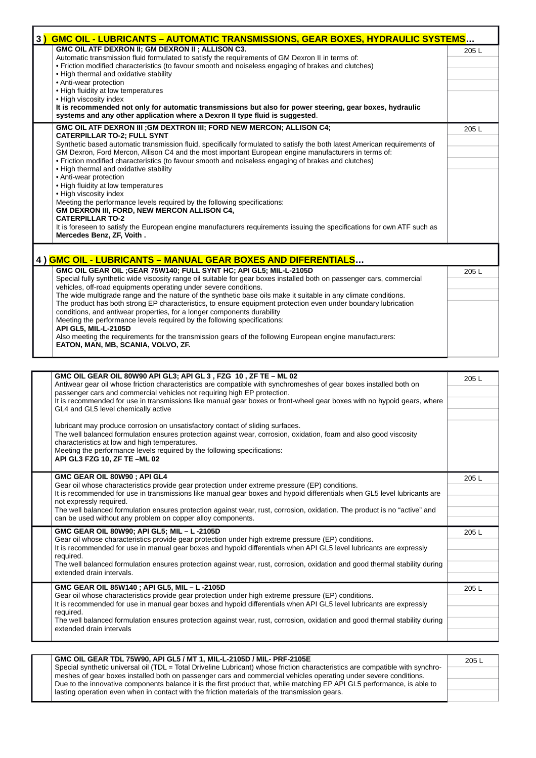## 3 ) GMC OIL - LUBRICANTS – AUTOMATIC TRANSMISSIONS, GEAR BOXES, HYDRAULIC SYSTEMS…

| Product | Package |
|---|---|
| **GMC OIL ATF DEXRON II; GM DEXRON II ; ALLISON C3.**<br>Automatic transmission fluid formulated to satisfy the requirements of GM Dexron II in terms of:<br>• Friction modified characteristics (to favour smooth and noiseless engaging of brakes and clutches)<br>• High thermal and oxidative stability<br>• Anti-wear protection<br>• High fluidity at low temperatures<br>• High viscosity index<br>**It is recommended not only for automatic transmissions but also for power steering, gear boxes, hydraulic systems and any other application where a Dexron II type fluid is suggested**. | 205 L |
| **GMC OIL ATF DEXRON III ;GM DEXTRON III; FORD NEW MERCON; ALLISON C4; CATERPILLAR TO-2; FULL SYNT**<br>Synthetic based automatic transmission fluid, specifically formulated to satisfy the both latest American requirements of GM Dexron, Ford Mercon, Allison C4 and the most important European engine manufacturers in terms of:<br>• Friction modified characteristics (to favour smooth and noiseless engaging of brakes and clutches)<br>• High thermal and oxidative stability<br>• Anti-wear protection<br>• High fluidity at low temperatures<br>• High viscosity index<br>Meeting the performance levels required by the following specifications:<br>**GM DEXRON III, FORD, NEW MERCON ALLISON C4, CATERPILLAR TO-2**<br>It is foreseen to satisfy the European engine manufacturers requirements issuing the specifications for own ATF such as **Mercedes Benz, ZF, Voith .** | 205 L |

## 4 ) GMC OIL - LUBRICANTS – MANUAL GEAR BOXES AND DIFERENTIALS…

| Product | Package |
|---|---|
| **GMC OIL GEAR OIL ;GEAR 75W140; FULL SYNT HC; API GL5; MIL-L-2105D**<br>Special fully synthetic wide viscosity range oil suitable for gear boxes installed both on passenger cars, commercial vehicles, off-road equipments operating under severe conditions.<br>The wide multigrade range and the nature of the synthetic base oils make it suitable in any climate conditions.<br>The product has both strong EP characteristics, to ensure equipment protection even under boundary lubrication conditions, and antiwear properties, for a longer components durability<br>Meeting the performance levels required by the following specifications:<br>**API GL5, MIL-L-2105D**<br>Also meeting the requirements for the transmission gears of the following European engine manufacturers:<br>**EATON, MAN, MB, SCANIA, VOLVO, ZF.** | 205 L |
| **GMC OIL GEAR OIL 80W90 API GL3; API GL 3 , FZG 10 , ZF TE – ML 02**<br>Antiwear gear oil whose friction characteristics are compatible with synchromeshes of gear boxes installed both on passenger cars and commercial vehicles not requiring high EP protection.<br>It is recommended for use in transmissions like manual gear boxes or front-wheel gear boxes with no hypoid gears, where GL4 and GL5 level chemically active<br><br>lubricant may produce corrosion on unsatisfactory contact of sliding surfaces.<br>The well balanced formulation ensures protection against wear, corrosion, oxidation, foam and also good viscosity characteristics at low and high temperatures.<br>Meeting the performance levels required by the following specifications:<br>**API GL3 FZG 10, ZF TE –ML 02** | 205 L |
| **GMC GEAR OIL 80W90 ; API GL4**<br>Gear oil whose characteristics provide gear protection under extreme pressure (EP) conditions.<br>It is recommended for use in transmissions like manual gear boxes and hypoid differentials when GL5 level lubricants are not expressly required.<br>The well balanced formulation ensures protection against wear, rust, corrosion, oxidation. The product is no “active” and can be used without any problem on copper alloy components. | 205 L |
| **GMC GEAR OIL 80W90; API GL5; MIL – L -2105D**<br>Gear oil whose characteristics provide gear protection under high extreme pressure (EP) conditions.<br>It is recommended for use in manual gear boxes and hypoid differentials when API GL5 level lubricants are expressly required.<br>The well balanced formulation ensures protection against wear, rust, corrosion, oxidation and good thermal stability during extended drain intervals. | 205 L |
| **GMC GEAR OIL 85W140 ; API GL5, MIL – L -2105D**<br>Gear oil whose characteristics provide gear protection under high extreme pressure (EP) conditions.<br>It is recommended for use in manual gear boxes and hypoid differentials when API GL5 level lubricants are expressly required.<br>The well balanced formulation ensures protection against wear, rust, corrosion, oxidation and good thermal stability during extended drain intervals | 205 L |
| **GMC OIL GEAR TDL 75W90, API GL5 / MT 1, MIL-L-2105D / MIL- PRF-2105E**<br>Special synthetic universal oil (TDL = Total Driveline Lubricant) whose friction characteristics are compatible with synchro-meshes of gear boxes installed both on passenger cars and commercial vehicles operating under severe conditions.<br>Due to the innovative components balance it is the first product that, while matching EP API GL5 performance, is able to lasting operation even when in contact with the friction materials of the transmission gears. | 205 L |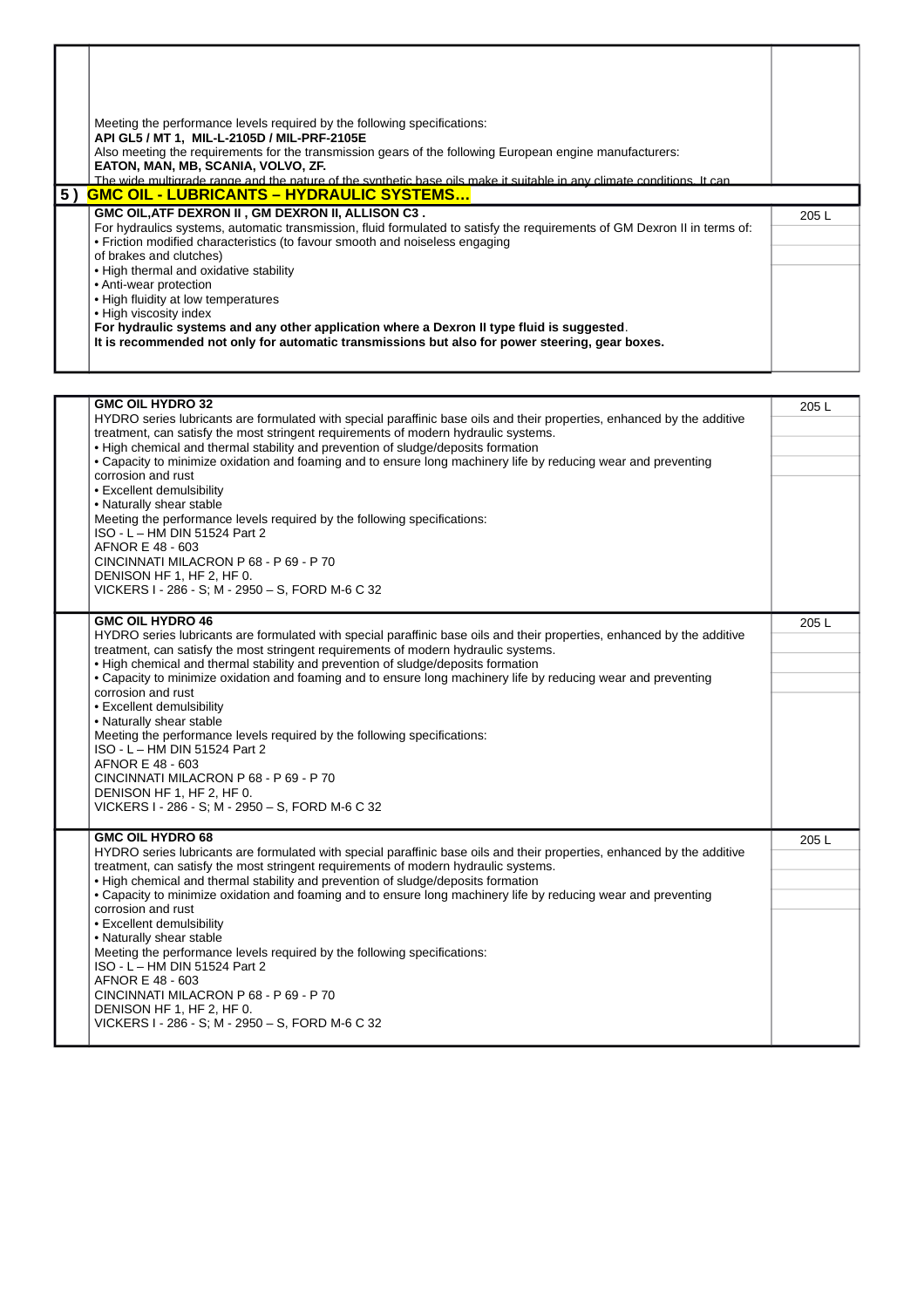| | | |
|---|---|---|
| | Meeting the performance levels required by the following specifications:<br>**API GL5 / MT 1, MIL-L-2105D / MIL-PRF-2105E**<br>Also meeting the requirements for the transmission gears of the following European engine manufacturers:<br>**EATON, MAN, MB, SCANIA, VOLVO, ZF.**<br>The wide multigrade range and the nature of the synthetic base oils make it suitable in any climate conditions. It can | |
| **5 )** | **GMC OIL - LUBRICANTS – HYDRAULIC SYSTEMS…** | |
| | **GMC OIL,ATF DEXRON II , GM DEXRON II, ALLISON C3 .**<br>For hydraulics systems, automatic transmission, fluid formulated to satisfy the requirements of GM Dexron II in terms of:<br>• Friction modified characteristics (to favour smooth and noiseless engaging of brakes and clutches)<br>• High thermal and oxidative stability<br>• Anti-wear protection<br>• High fluidity at low temperatures<br>• High viscosity index<br>**For hydraulic systems and any other application where a Dexron II type fluid is suggested**.<br>**It is recommended not only for automatic transmissions but also for power steering, gear boxes.** | 205 L |

| | | |
|---|---|---|
| | **GMC OIL HYDRO 32**<br>HYDRO series lubricants are formulated with special paraffinic base oils and their properties, enhanced by the additive treatment, can satisfy the most stringent requirements of modern hydraulic systems.<br>• High chemical and thermal stability and prevention of sludge/deposits formation<br>• Capacity to minimize oxidation and foaming and to ensure long machinery life by reducing wear and preventing corrosion and rust<br>• Excellent demulsibility<br>• Naturally shear stable<br>Meeting the performance levels required by the following specifications:<br>ISO - L – HM DIN 51524 Part 2<br>AFNOR E 48 - 603<br>CINCINNATI MILACRON P 68 - P 69 - P 70<br>DENISON HF 1, HF 2, HF 0.<br>VICKERS I - 286 - S; M - 2950 – S, FORD M-6 C 32 | 205 L |
| | **GMC OIL HYDRO 46**<br>HYDRO series lubricants are formulated with special paraffinic base oils and their properties, enhanced by the additive treatment, can satisfy the most stringent requirements of modern hydraulic systems.<br>• High chemical and thermal stability and prevention of sludge/deposits formation<br>• Capacity to minimize oxidation and foaming and to ensure long machinery life by reducing wear and preventing corrosion and rust<br>• Excellent demulsibility<br>• Naturally shear stable<br>Meeting the performance levels required by the following specifications:<br>ISO - L – HM DIN 51524 Part 2<br>AFNOR E 48 - 603<br>CINCINNATI MILACRON P 68 - P 69 - P 70<br>DENISON HF 1, HF 2, HF 0.<br>VICKERS I - 286 - S; M - 2950 – S, FORD M-6 C 32 | 205 L |
| | **GMC OIL HYDRO 68**<br>HYDRO series lubricants are formulated with special paraffinic base oils and their properties, enhanced by the additive treatment, can satisfy the most stringent requirements of modern hydraulic systems.<br>• High chemical and thermal stability and prevention of sludge/deposits formation<br>• Capacity to minimize oxidation and foaming and to ensure long machinery life by reducing wear and preventing corrosion and rust<br>• Excellent demulsibility<br>• Naturally shear stable<br>Meeting the performance levels required by the following specifications:<br>ISO - L – HM DIN 51524 Part 2<br>AFNOR E 48 - 603<br>CINCINNATI MILACRON P 68 - P 69 - P 70<br>DENISON HF 1, HF 2, HF 0.<br>VICKERS I - 286 - S; M - 2950 – S, FORD M-6 C 32 | 205 L |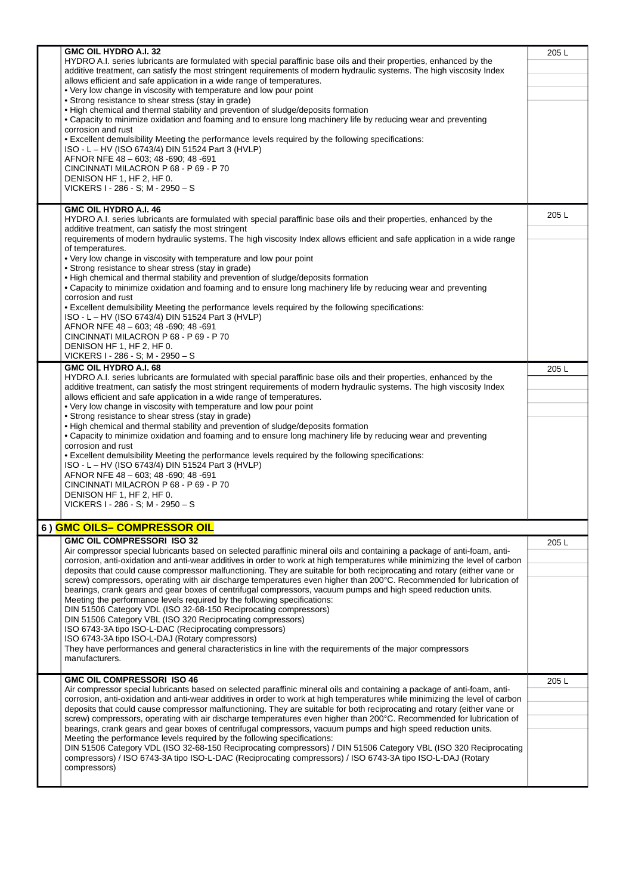| | | |
|---|---|---|
| | **GMC OIL HYDRO A.I. 32**<br>HYDRO A.I. series lubricants are formulated with special paraffinic base oils and their properties, enhanced by the additive treatment, can satisfy the most stringent requirements of modern hydraulic systems. The high viscosity Index allows efficient and safe application in a wide range of temperatures.<br>• Very low change in viscosity with temperature and low pour point<br>• Strong resistance to shear stress (stay in grade)<br>• High chemical and thermal stability and prevention of sludge/deposits formation<br>• Capacity to minimize oxidation and foaming and to ensure long machinery life by reducing wear and preventing corrosion and rust<br>• Excellent demulsibility Meeting the performance levels required by the following specifications:<br>ISO - L – HV (ISO 6743/4) DIN 51524 Part 3 (HVLP)<br>AFNOR NFE 48 – 603; 48 -690; 48 -691<br>CINCINNATI MILACRON P 68 - P 69 - P 70<br>DENISON HF 1, HF 2, HF 0.<br>VICKERS I - 286 - S; M - 2950 – S | 205 L |
| | **GMC OIL HYDRO A.I. 46**<br>HYDRO A.I. series lubricants are formulated with special paraffinic base oils and their properties, enhanced by the additive treatment, can satisfy the most stringent<br>requirements of modern hydraulic systems. The high viscosity Index allows efficient and safe application in a wide range of temperatures.<br>• Very low change in viscosity with temperature and low pour point<br>• Strong resistance to shear stress (stay in grade)<br>• High chemical and thermal stability and prevention of sludge/deposits formation<br>• Capacity to minimize oxidation and foaming and to ensure long machinery life by reducing wear and preventing corrosion and rust<br>• Excellent demulsibility Meeting the performance levels required by the following specifications:<br>ISO - L – HV (ISO 6743/4) DIN 51524 Part 3 (HVLP)<br>AFNOR NFE 48 – 603; 48 -690; 48 -691<br>CINCINNATI MILACRON P 68 - P 69 - P 70<br>DENISON HF 1, HF 2, HF 0.<br>VICKERS I - 286 - S; M - 2950 – S | 205 L |
| | **GMC OIL HYDRO A.I. 68**<br>HYDRO A.I. series lubricants are formulated with special paraffinic base oils and their properties, enhanced by the additive treatment, can satisfy the most stringent requirements of modern hydraulic systems. The high viscosity Index allows efficient and safe application in a wide range of temperatures.<br>• Very low change in viscosity with temperature and low pour point<br>• Strong resistance to shear stress (stay in grade)<br>• High chemical and thermal stability and prevention of sludge/deposits formation<br>• Capacity to minimize oxidation and foaming and to ensure long machinery life by reducing wear and preventing corrosion and rust<br>• Excellent demulsibility Meeting the performance levels required by the following specifications:<br>ISO - L – HV (ISO 6743/4) DIN 51524 Part 3 (HVLP)<br>AFNOR NFE 48 – 603; 48 -690; 48 -691<br>CINCINNATI MILACRON P 68 - P 69 - P 70<br>DENISON HF 1, HF 2, HF 0.<br>VICKERS I - 286 - S; M - 2950 – S | 205 L |
| **6 )** | **GMC OILS– COMPRESSOR OIL** | |
| | **GMC OIL COMPRESSORI ISO 32**<br>Air compressor special lubricants based on selected paraffinic mineral oils and containing a package of anti-foam, anti-corrosion, anti-oxidation and anti-wear additives in order to work at high temperatures while minimizing the level of carbon deposits that could cause compressor malfunctioning. They are suitable for both reciprocating and rotary (either vane or screw) compressors, operating with air discharge temperatures even higher than 200°C. Recommended for lubrication of bearings, crank gears and gear boxes of centrifugal compressors, vacuum pumps and high speed reduction units.<br>Meeting the performance levels required by the following specifications:<br>DIN 51506 Category VDL (ISO 32-68-150 Reciprocating compressors)<br>DIN 51506 Category VBL (ISO 320 Reciprocating compressors)<br>ISO 6743-3A tipo ISO-L-DAC (Reciprocating compressors)<br>ISO 6743-3A tipo ISO-L-DAJ (Rotary compressors)<br>They have performances and general characteristics in line with the requirements of the major compressors manufacturers. | 205 L |
| | **GMC OIL COMPRESSORI ISO 46**<br>Air compressor special lubricants based on selected paraffinic mineral oils and containing a package of anti-foam, anti-corrosion, anti-oxidation and anti-wear additives in order to work at high temperatures while minimizing the level of carbon deposits that could cause compressor malfunctioning. They are suitable for both reciprocating and rotary (either vane or screw) compressors, operating with air discharge temperatures even higher than 200°C. Recommended for lubrication of bearings, crank gears and gear boxes of centrifugal compressors, vacuum pumps and high speed reduction units.<br>Meeting the performance levels required by the following specifications:<br>DIN 51506 Category VDL (ISO 32-68-150 Reciprocating compressors) / DIN 51506 Category VBL (ISO 320 Reciprocating compressors) / ISO 6743-3A tipo ISO-L-DAC (Reciprocating compressors) / ISO 6743-3A tipo ISO-L-DAJ (Rotary compressors) | 205 L |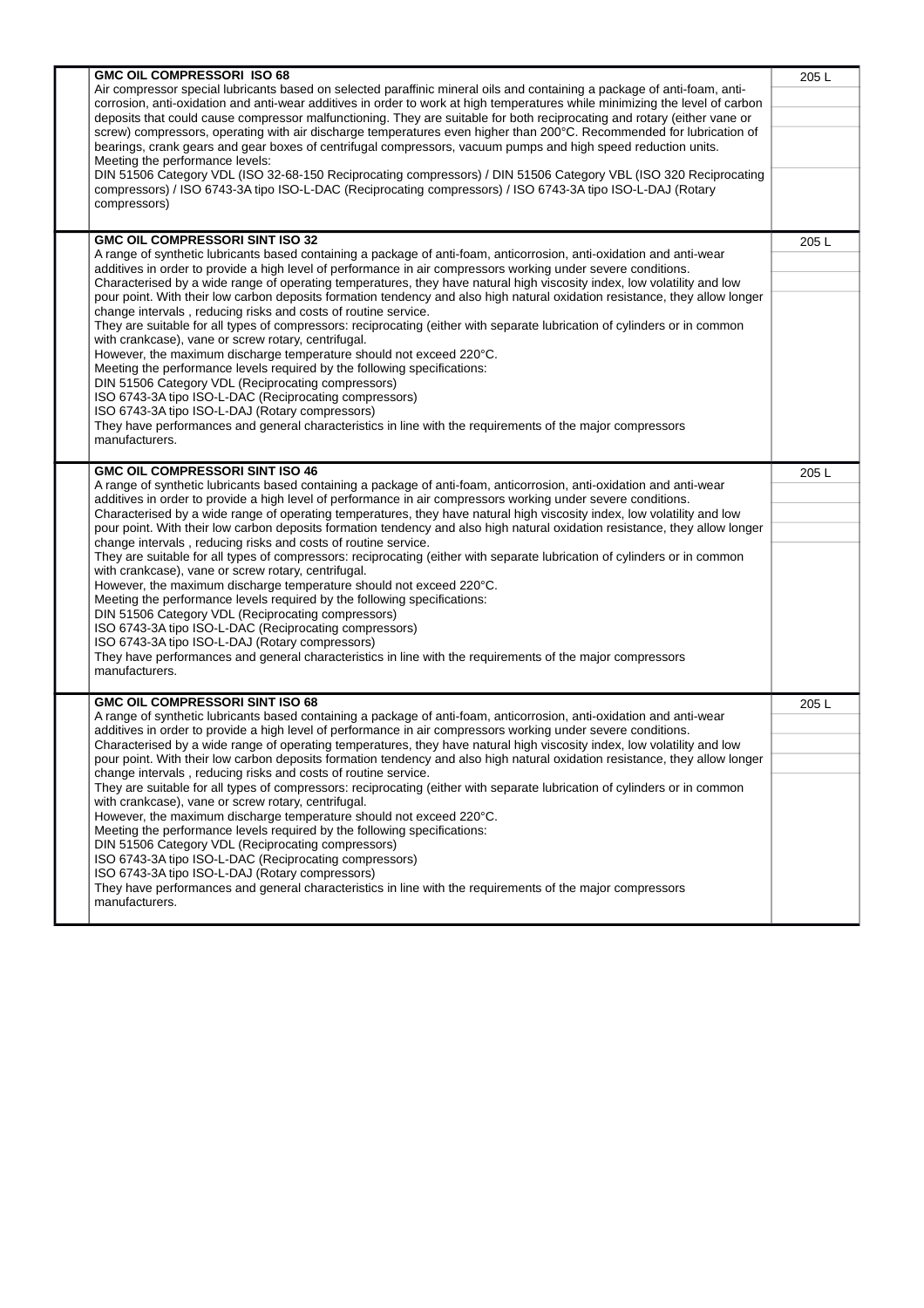| | | |
|---|---|---|
| | **GMC OIL COMPRESSORI ISO 68**<br>Air compressor special lubricants based on selected paraffinic mineral oils and containing a package of anti-foam, anti-corrosion, anti-oxidation and anti-wear additives in order to work at high temperatures while minimizing the level of carbon deposits that could cause compressor malfunctioning. They are suitable for both reciprocating and rotary (either vane or screw) compressors, operating with air discharge temperatures even higher than 200°C. Recommended for lubrication of bearings, crank gears and gear boxes of centrifugal compressors, vacuum pumps and high speed reduction units.<br>Meeting the performance levels:<br>DIN 51506 Category VDL (ISO 32-68-150 Reciprocating compressors) / DIN 51506 Category VBL (ISO 320 Reciprocating compressors) / ISO 6743-3A tipo ISO-L-DAC (Reciprocating compressors) / ISO 6743-3A tipo ISO-L-DAJ (Rotary compressors) | 205 L |
| | **GMC OIL COMPRESSORI SINT ISO 32**<br>A range of synthetic lubricants based containing a package of anti-foam, anticorrosion, anti-oxidation and anti-wear additives in order to provide a high level of performance in air compressors working under severe conditions.<br>Characterised by a wide range of operating temperatures, they have natural high viscosity index, low volatility and low pour point. With their low carbon deposits formation tendency and also high natural oxidation resistance, they allow longer change intervals , reducing risks and costs of routine service.<br>They are suitable for all types of compressors: reciprocating (either with separate lubrication of cylinders or in common with crankcase), vane or screw rotary, centrifugal.<br>However, the maximum discharge temperature should not exceed 220°C.<br>Meeting the performance levels required by the following specifications:<br>DIN 51506 Category VDL (Reciprocating compressors)<br>ISO 6743-3A tipo ISO-L-DAC (Reciprocating compressors)<br>ISO 6743-3A tipo ISO-L-DAJ (Rotary compressors)<br>They have performances and general characteristics in line with the requirements of the major compressors manufacturers. | 205 L |
| | **GMC OIL COMPRESSORI SINT ISO 46**<br>A range of synthetic lubricants based containing a package of anti-foam, anticorrosion, anti-oxidation and anti-wear additives in order to provide a high level of performance in air compressors working under severe conditions.<br>Characterised by a wide range of operating temperatures, they have natural high viscosity index, low volatility and low pour point. With their low carbon deposits formation tendency and also high natural oxidation resistance, they allow longer change intervals , reducing risks and costs of routine service.<br>They are suitable for all types of compressors: reciprocating (either with separate lubrication of cylinders or in common with crankcase), vane or screw rotary, centrifugal.<br>However, the maximum discharge temperature should not exceed 220°C.<br>Meeting the performance levels required by the following specifications:<br>DIN 51506 Category VDL (Reciprocating compressors)<br>ISO 6743-3A tipo ISO-L-DAC (Reciprocating compressors)<br>ISO 6743-3A tipo ISO-L-DAJ (Rotary compressors)<br>They have performances and general characteristics in line with the requirements of the major compressors manufacturers. | 205 L |
| | **GMC OIL COMPRESSORI SINT ISO 68**<br>A range of synthetic lubricants based containing a package of anti-foam, anticorrosion, anti-oxidation and anti-wear additives in order to provide a high level of performance in air compressors working under severe conditions.<br>Characterised by a wide range of operating temperatures, they have natural high viscosity index, low volatility and low pour point. With their low carbon deposits formation tendency and also high natural oxidation resistance, they allow longer change intervals , reducing risks and costs of routine service.<br>They are suitable for all types of compressors: reciprocating (either with separate lubrication of cylinders or in common with crankcase), vane or screw rotary, centrifugal.<br>However, the maximum discharge temperature should not exceed 220°C.<br>Meeting the performance levels required by the following specifications:<br>DIN 51506 Category VDL (Reciprocating compressors)<br>ISO 6743-3A tipo ISO-L-DAC (Reciprocating compressors)<br>ISO 6743-3A tipo ISO-L-DAJ (Rotary compressors)<br>They have performances and general characteristics in line with the requirements of the major compressors manufacturers. | 205 L |